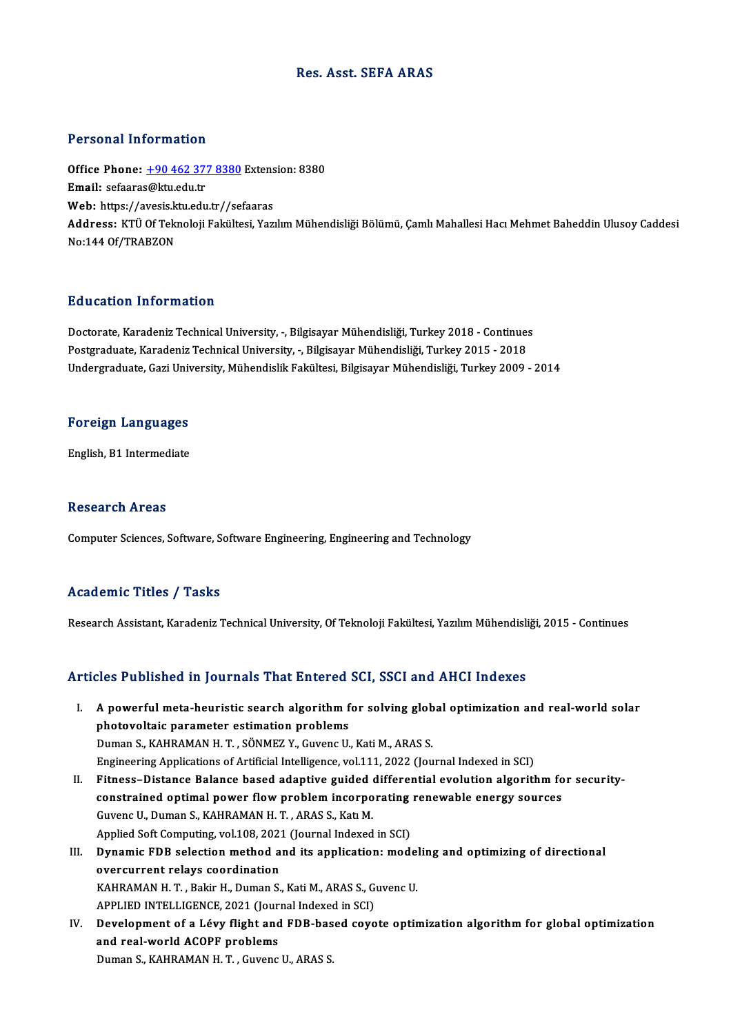# Res. Asst. SEFA ARAS

## Personal Information

**Office Phone:** +90 462 377 8380 Extension: 8380
**Email:** sefaaras@ktu.edu.tr
**Web:** https://avesis.ktu.edu.tr//sefaaras
**Address:** KTÜ Of Teknoloji Fakültesi, Yazılım Mühendisliği Bölümü, Çamlı Mahallesi Hacı Mehmet Baheddin Ulusoy Caddesi No:144 Of/TRABZON

## Education Information

Doctorate, Karadeniz Technical University, -, Bilgisayar Mühendisliği, Turkey 2018 - Continues
Postgraduate, Karadeniz Technical University, -, Bilgisayar Mühendisliği, Turkey 2015 - 2018
Undergraduate, Gazi University, Mühendislik Fakültesi, Bilgisayar Mühendisliği, Turkey 2009 - 2014

## Foreign Languages

English, B1 Intermediate

## Research Areas

Computer Sciences, Software, Software Engineering, Engineering and Technology

## Academic Titles / Tasks

Research Assistant, Karadeniz Technical University, Of Teknoloji Fakültesi, Yazılım Mühendisliği, 2015 - Continues

## Articles Published in Journals That Entered SCI, SSCI and AHCI Indexes

I. **A powerful meta-heuristic search algorithm for solving global optimization and real-world solar photovoltaic parameter estimation problems**
Duman S., KAHRAMAN H. T. , SÖNMEZ Y., Guvenc U., Kati M., ARAS S.
Engineering Applications of Artificial Intelligence, vol.111, 2022 (Journal Indexed in SCI)

II. **Fitness–Distance Balance based adaptive guided differential evolution algorithm for security-constrained optimal power flow problem incorporating renewable energy sources**
Guvenc U., Duman S., KAHRAMAN H. T. , ARAS S., Katı M.
Applied Soft Computing, vol.108, 2021 (Journal Indexed in SCI)

III. **Dynamic FDB selection method and its application: modeling and optimizing of directional overcurrent relays coordination**
KAHRAMAN H. T. , Bakir H., Duman S., Kati M., ARAS S., Guvenc U.
APPLIED INTELLIGENCE, 2021 (Journal Indexed in SCI)

IV. **Development of a Lévy flight and FDB-based coyote optimization algorithm for global optimization and real-world ACOPF problems**
Duman S., KAHRAMAN H. T. , Guvenc U., ARAS S.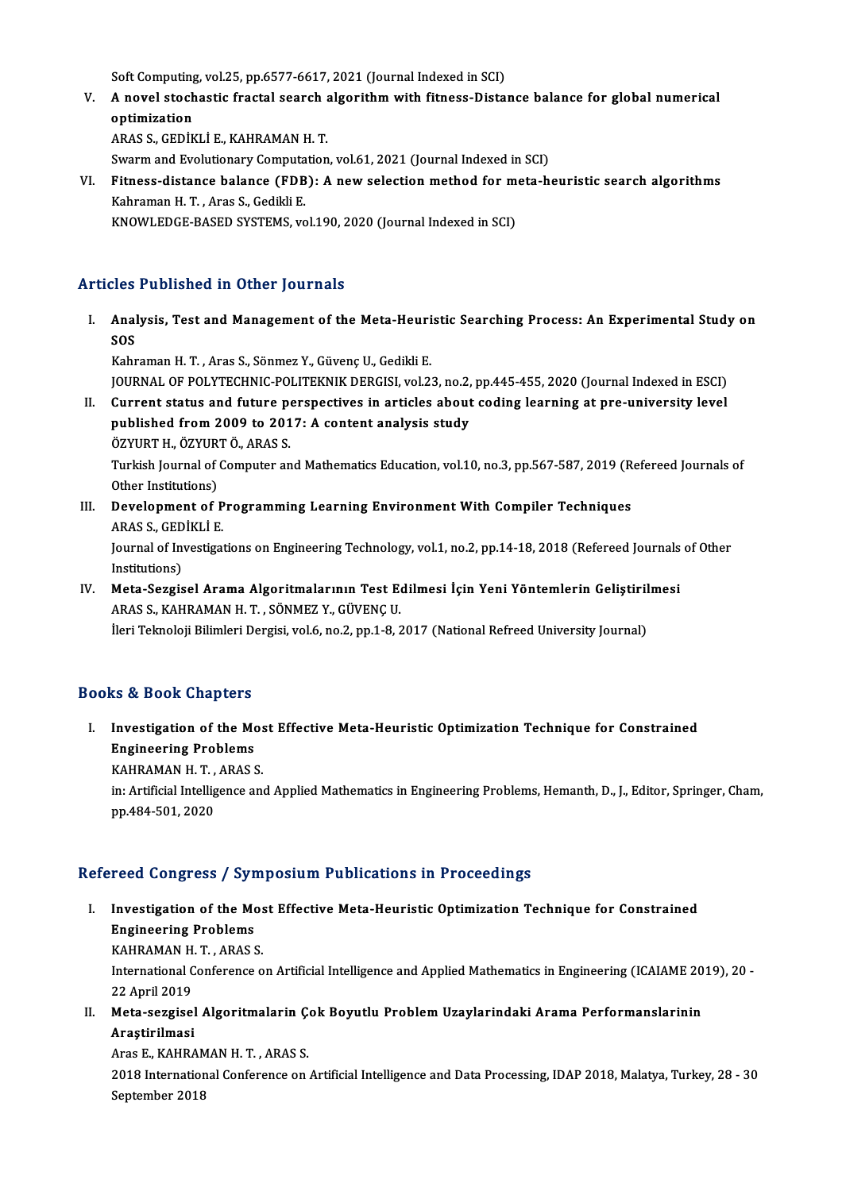Soft Computing, vol.25, pp.6577-6617, 2021 (Journal Indexed in SCI)

V. **A novel stochastic fractal search algorithm with fitness-Distance balance for global numerical optimization**
ARAS S., GEDİKLİ E., KAHRAMAN H. T.
Swarm and Evolutionary Computation, vol.61, 2021 (Journal Indexed in SCI)

VI. **Fitness-distance balance (FDB): A new selection method for meta-heuristic search algorithms**
Kahraman H. T. , Aras S., Gedikli E.
KNOWLEDGE-BASED SYSTEMS, vol.190, 2020 (Journal Indexed in SCI)

## Articles Published in Other Journals

I. **Analysis, Test and Management of the Meta-Heuristic Searching Process: An Experimental Study on SOS**
Kahraman H. T. , Aras S., Sönmez Y., Güvenç U., Gedikli E.
JOURNAL OF POLYTECHNIC-POLITEKNIK DERGISI, vol.23, no.2, pp.445-455, 2020 (Journal Indexed in ESCI)

II. **Current status and future perspectives in articles about coding learning at pre-university level published from 2009 to 2017: A content analysis study**
ÖZYURT H., ÖZYURT Ö., ARAS S.
Turkish Journal of Computer and Mathematics Education, vol.10, no.3, pp.567-587, 2019 (Refereed Journals of Other Institutions)

III. **Development of Programming Learning Environment With Compiler Techniques**
ARAS S., GEDİKLİ E.
Journal of Investigations on Engineering Technology, vol.1, no.2, pp.14-18, 2018 (Refereed Journals of Other Institutions)

IV. **Meta-Sezgisel Arama Algoritmalarının Test Edilmesi İçin Yeni Yöntemlerin Geliştirilmesi**
ARAS S., KAHRAMAN H. T. , SÖNMEZ Y., GÜVENÇ U.
İleri Teknoloji Bilimleri Dergisi, vol.6, no.2, pp.1-8, 2017 (National Refreed University Journal)

## Books & Book Chapters

I. **Investigation of the Most Effective Meta-Heuristic Optimization Technique for Constrained Engineering Problems**
KAHRAMAN H. T. , ARAS S.
in: Artificial Intelligence and Applied Mathematics in Engineering Problems, Hemanth, D., J., Editor, Springer, Cham, pp.484-501, 2020

## Refereed Congress / Symposium Publications in Proceedings

I. **Investigation of the Most Effective Meta-Heuristic Optimization Technique for Constrained Engineering Problems**
KAHRAMAN H. T. , ARAS S.
International Conference on Artificial Intelligence and Applied Mathematics in Engineering (ICAIAME 2019), 20 - 22 April 2019

II. **Meta-sezgisel Algoritmalarin Çok Boyutlu Problem Uzaylarindaki Arama Performanslarinin Araştirilmasi**
Aras E., KAHRAMAN H. T. , ARAS S.
2018 International Conference on Artificial Intelligence and Data Processing, IDAP 2018, Malatya, Turkey, 28 - 30 September 2018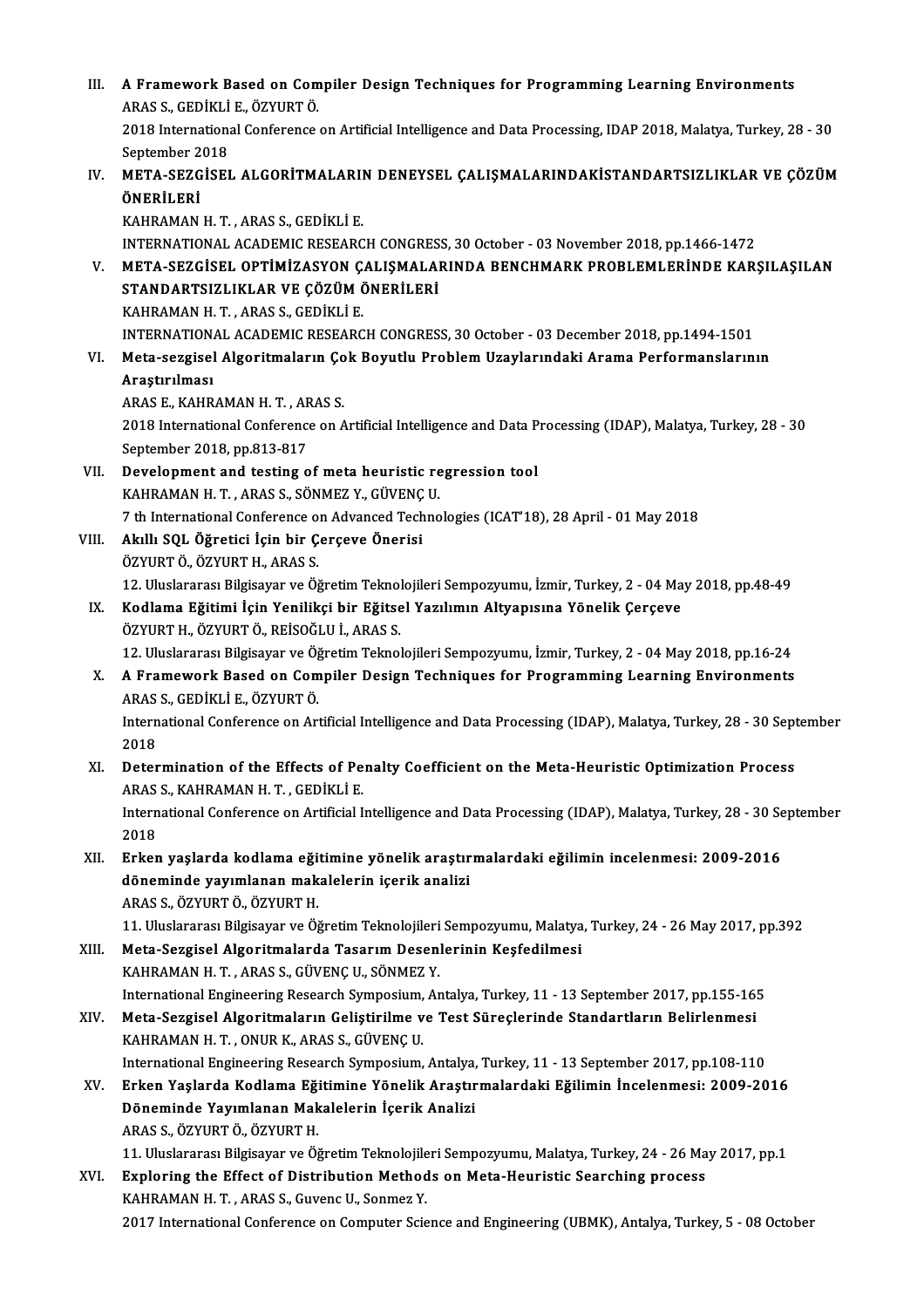III. **A Framework Based on Compiler Design Techniques for Programming Learning Environments**
ARAS S., GEDİKLİ E., ÖZYURT Ö.
2018 International Conference on Artificial Intelligence and Data Processing, IDAP 2018, Malatya, Turkey, 28 - 30 September 2018

IV. **META-SEZGİSEL ALGORİTMALARIN DENEYSEL ÇALIŞMALARINDAKİSTANDARTSIZLIKLAR VE ÇÖZÜM ÖNERİLERİ**
KAHRAMAN H. T. , ARAS S., GEDİKLİ E.
INTERNATIONAL ACADEMIC RESEARCH CONGRESS, 30 October - 03 November 2018, pp.1466-1472

V. **META-SEZGİSEL OPTİMİZASYON ÇALIŞMALARINDA BENCHMARK PROBLEMLERİNDE KARŞILAŞILAN STANDARTSIZLIKLAR VE ÇÖZÜM ÖNERİLERİ**
KAHRAMAN H. T. , ARAS S., GEDİKLİ E.
INTERNATIONAL ACADEMIC RESEARCH CONGRESS, 30 October - 03 December 2018, pp.1494-1501

VI. **Meta-sezgisel Algoritmaların Çok Boyutlu Problem Uzaylarındaki Arama Performanslarının Araştırılması**
ARAS E., KAHRAMAN H. T. , ARAS S.
2018 International Conference on Artificial Intelligence and Data Processing (IDAP), Malatya, Turkey, 28 - 30 September 2018, pp.813-817

VII. **Development and testing of meta heuristic regression tool**
KAHRAMAN H. T. , ARAS S., SÖNMEZ Y., GÜVENÇ U.
7 th International Conference on Advanced Technologies (ICAT'18), 28 April - 01 May 2018

VIII. **Akıllı SQL Öğretici İçin bir Çerçeve Önerisi**
ÖZYURT Ö., ÖZYURT H., ARAS S.
12. Uluslararası Bilgisayar ve Öğretim Teknolojileri Sempozyumu, İzmir, Turkey, 2 - 04 May 2018, pp.48-49

IX. **Kodlama Eğitimi İçin Yenilikçi bir Eğitsel Yazılımın Altyapısına Yönelik Çerçeve**
ÖZYURT H., ÖZYURT Ö., REİSOĞLU İ., ARAS S.
12. Uluslararası Bilgisayar ve Öğretim Teknolojileri Sempozyumu, İzmir, Turkey, 2 - 04 May 2018, pp.16-24

X. **A Framework Based on Compiler Design Techniques for Programming Learning Environments**
ARAS S., GEDİKLİ E., ÖZYURT Ö.
International Conference on Artificial Intelligence and Data Processing (IDAP), Malatya, Turkey, 28 - 30 September 2018

XI. **Determination of the Effects of Penalty Coefficient on the Meta-Heuristic Optimization Process**
ARAS S., KAHRAMAN H. T. , GEDİKLİ E.
International Conference on Artificial Intelligence and Data Processing (IDAP), Malatya, Turkey, 28 - 30 September 2018

XII. **Erken yaşlarda kodlama eğitimine yönelik araştırmalardaki eğilimin incelenmesi: 2009-2016 döneminde yayımlanan makalelerin içerik analizi**
ARAS S., ÖZYURT Ö., ÖZYURT H.
11. Uluslararası Bilgisayar ve Öğretim Teknolojileri Sempozyumu, Malatya, Turkey, 24 - 26 May 2017, pp.392

XIII. **Meta-Sezgisel Algoritmalarda Tasarım Desenlerinin Keşfedilmesi**
KAHRAMAN H. T. , ARAS S., GÜVENÇ U., SÖNMEZ Y.
International Engineering Research Symposium, Antalya, Turkey, 11 - 13 September 2017, pp.155-165

XIV. **Meta-Sezgisel Algoritmaların Geliştirilme ve Test Süreçlerinde Standartların Belirlenmesi**
KAHRAMAN H. T. , ONUR K., ARAS S., GÜVENÇ U.
International Engineering Research Symposium, Antalya, Turkey, 11 - 13 September 2017, pp.108-110

XV. **Erken Yaşlarda Kodlama Eğitimine Yönelik Araştırmalardaki Eğilimin İncelenmesi: 2009-2016 Döneminde Yayımlanan Makalelerin İçerik Analizi**
ARAS S., ÖZYURT Ö., ÖZYURT H.
11. Uluslararası Bilgisayar ve Öğretim Teknolojileri Sempozyumu, Malatya, Turkey, 24 - 26 May 2017, pp.1

XVI. **Exploring the Effect of Distribution Methods on Meta-Heuristic Searching process**
KAHRAMAN H. T. , ARAS S., Guvenc U., Sonmez Y.
2017 International Conference on Computer Science and Engineering (UBMK), Antalya, Turkey, 5 - 08 October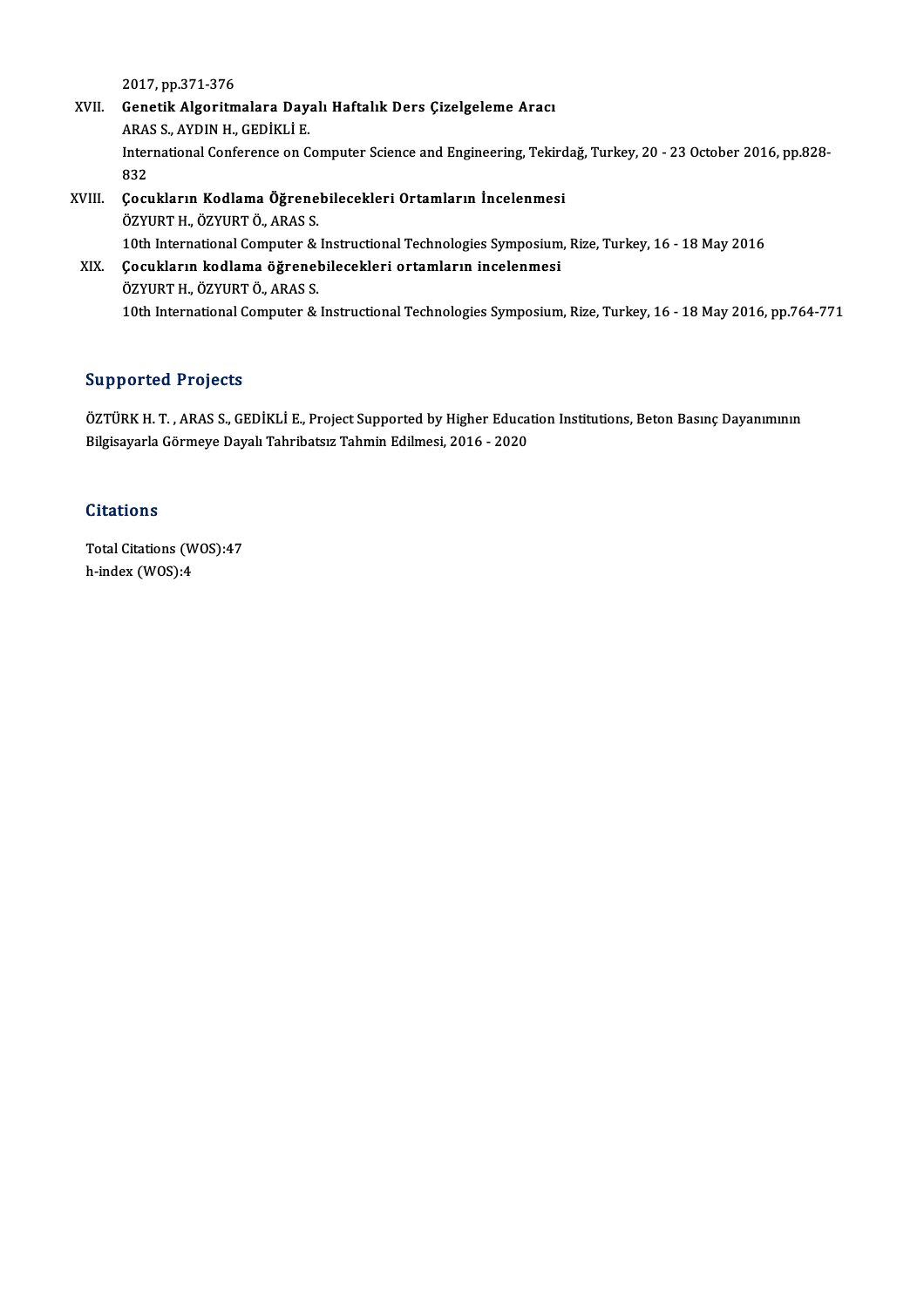2017, pp.371-376

XVII. **Genetik Algoritmalara Dayalı Haftalık Ders Çizelgeleme Aracı**
ARAS S., AYDIN H., GEDİKLİ E.
International Conference on Computer Science and Engineering, Tekirdağ, Turkey, 20 - 23 October 2016, pp.828-832

XVIII. **Çocukların Kodlama Öğrenebilecekleri Ortamların İncelenmesi**
ÖZYURT H., ÖZYURT Ö., ARAS S.
10th International Computer & Instructional Technologies Symposium, Rize, Turkey, 16 - 18 May 2016

XIX. **Çocukların kodlama öğrenebilecekleri ortamların incelenmesi**
ÖZYURT H., ÖZYURT Ö., ARAS S.
10th International Computer & Instructional Technologies Symposium, Rize, Turkey, 16 - 18 May 2016, pp.764-771

## Supported Projects

ÖZTÜRK H. T. , ARAS S., GEDİKLİ E., Project Supported by Higher Education Institutions, Beton Basınç Dayanımının Bilgisayarla Görmeye Dayalı Tahribatsız Tahmin Edilmesi, 2016 - 2020

## Citations

Total Citations (WOS):47
h-index (WOS):4